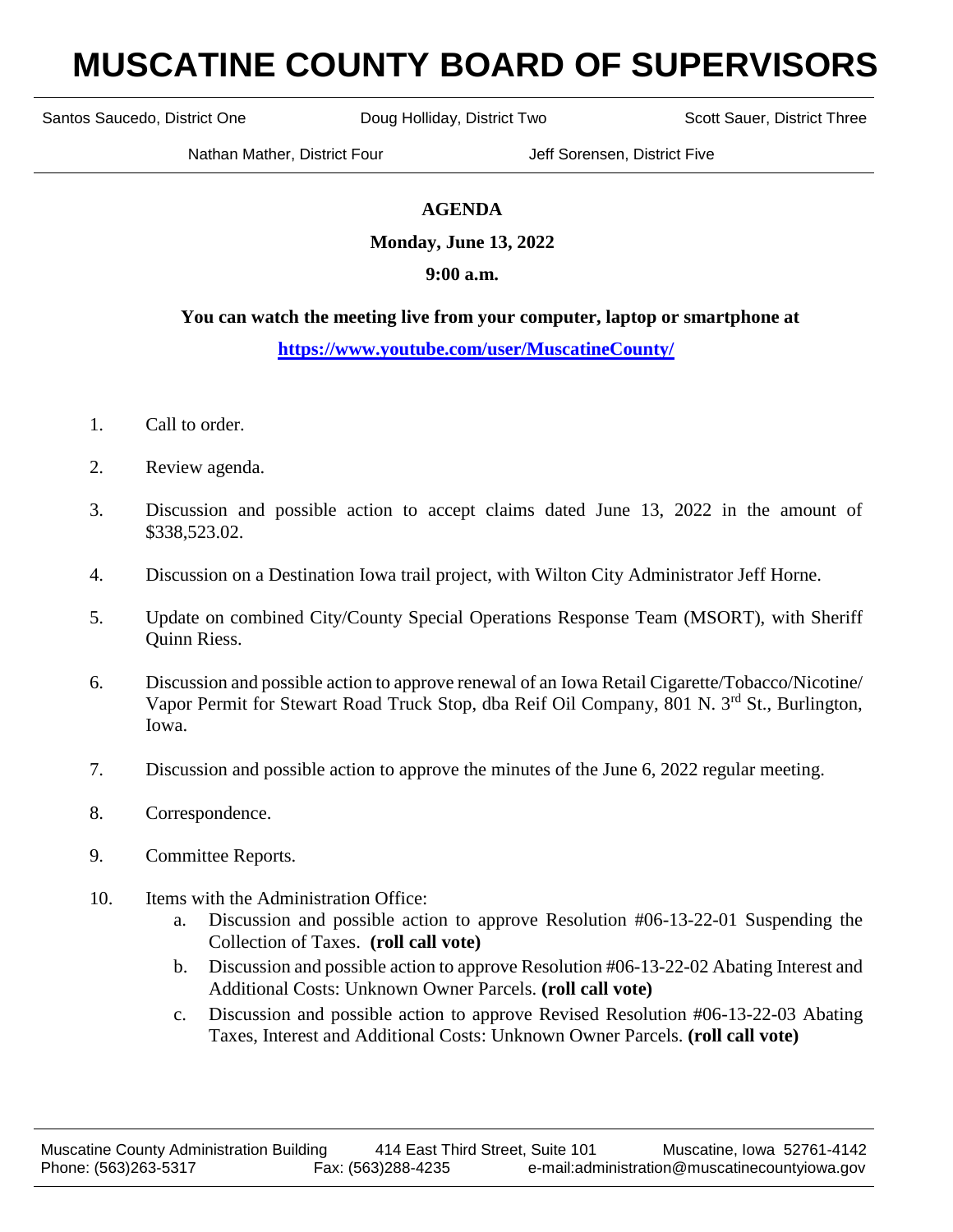# MUSCATINE COUNTY BOARD OF SUPERVISORS

Santos Saucedo, District One | Doug Holliday, District Two | Scott Sauer, District Three

Nathan Mather, District Four | Jeff Sorensen, District Five

**AGENDA**

**Monday, June 13, 2022**

**9:00 a.m.**

**You can watch the meeting live from your computer, laptop or smartphone at**

**https://www.youtube.com/user/MuscatineCounty/**

1. Call to order.

2. Review agenda.

3. Discussion and possible action to accept claims dated June 13, 2022 in the amount of $338,523.02.

4. Discussion on a Destination Iowa trail project, with Wilton City Administrator Jeff Horne.

5. Update on combined City/County Special Operations Response Team (MSORT), with Sheriff Quinn Riess.

6. Discussion and possible action to approve renewal of an Iowa Retail Cigarette/Tobacco/Nicotine/ Vapor Permit for Stewart Road Truck Stop, dba Reif Oil Company, 801 N. 3rd St., Burlington, Iowa.

7. Discussion and possible action to approve the minutes of the June 6, 2022 regular meeting.

8. Correspondence.

9. Committee Reports.

10. Items with the Administration Office:
    a. Discussion and possible action to approve Resolution #06-13-22-01 Suspending the Collection of Taxes. **(roll call vote)**
    b. Discussion and possible action to approve Resolution #06-13-22-02 Abating Interest and Additional Costs: Unknown Owner Parcels. **(roll call vote)**
    c. Discussion and possible action to approve Revised Resolution #06-13-22-03 Abating Taxes, Interest and Additional Costs: Unknown Owner Parcels. **(roll call vote)**

Muscatine County Administration Building | 414 East Third Street, Suite 101 | Muscatine, Iowa 52761-4142
Phone: (563)263-5317 | Fax: (563)288-4235 | e-mail:administration@muscatinecountyiowa.gov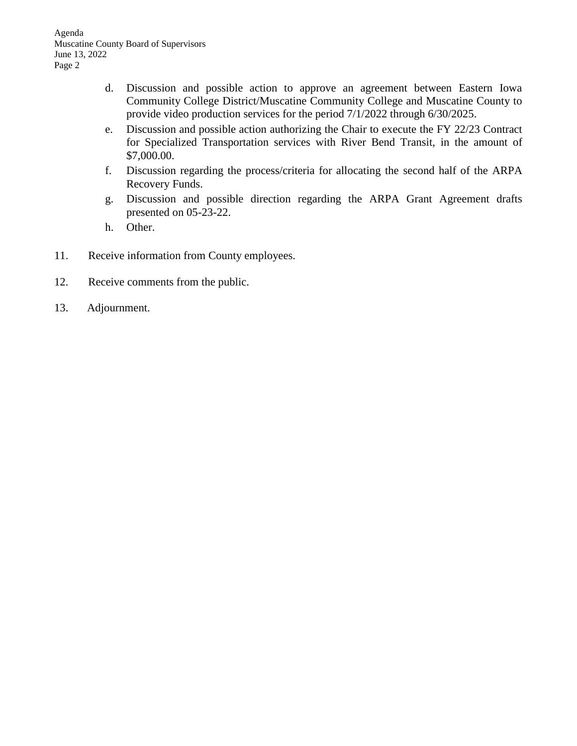d. Discussion and possible action to approve an agreement between Eastern Iowa Community College District/Muscatine Community College and Muscatine County to provide video production services for the period 7/1/2022 through 6/30/2025.
e. Discussion and possible action authorizing the Chair to execute the FY 22/23 Contract for Specialized Transportation services with River Bend Transit, in the amount of $7,000.00.
f. Discussion regarding the process/criteria for allocating the second half of the ARPA Recovery Funds.
g. Discussion and possible direction regarding the ARPA Grant Agreement drafts presented on 05-23-22.
h. Other.

11. Receive information from County employees.

12. Receive comments from the public.

13. Adjournment.